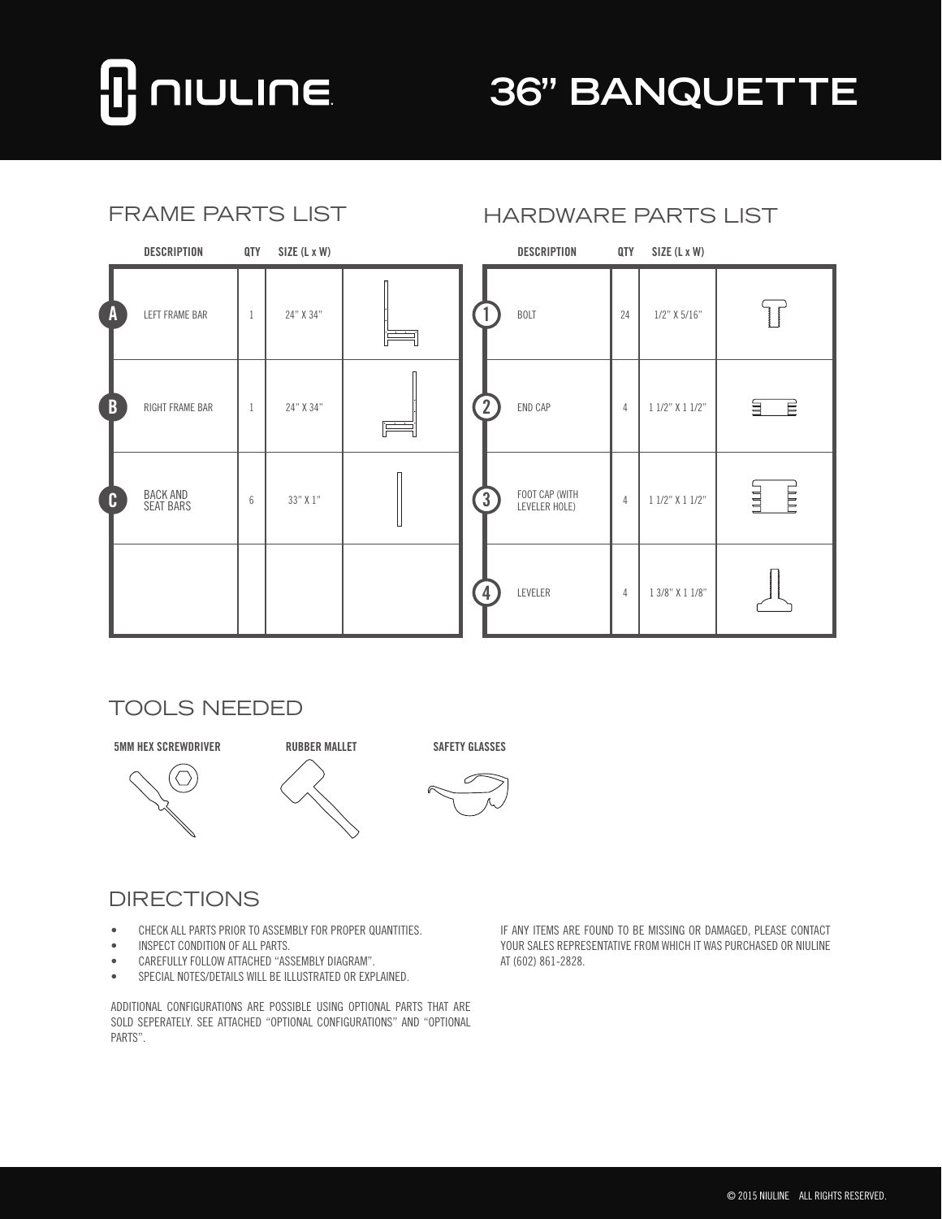# NIULINE

# 36" BANQUETTE

## FRAME PARTS LIST

| | DESCRIPTION | QTY | SIZE (L x W) |
|---|---|---|---|
| A | LEFT FRAME BAR | 1 | 24" X 34" |
| B | RIGHT FRAME BAR | 1 | 24" X 34" |
| C | BACK AND SEAT BARS | 6 | 33" X 1" |

## HARDWARE PARTS LIST

| | DESCRIPTION | QTY | SIZE (L x W) |
|---|---|---|---|
| 1 | BOLT | 24 | 1/2" X 5/16" |
| 2 | END CAP | 4 | 1 1/2" X 1 1/2" |
| 3 | FOOT CAP (WITH LEVELER HOLE) | 4 | 1 1/2" X 1 1/2" |
| 4 | LEVELER | 4 | 1 3/8" X 1 1/8" |

## TOOLS NEEDED

**5MM HEX SCREWDRIVER** **RUBBER MALLET** **SAFETY GLASSES**

## DIRECTIONS

- CHECK ALL PARTS PRIOR TO ASSEMBLY FOR PROPER QUANTITIES.
- INSPECT CONDITION OF ALL PARTS.
- CAREFULLY FOLLOW ATTACHED "ASSEMBLY DIAGRAM".
- SPECIAL NOTES/DETAILS WILL BE ILLUSTRATED OR EXPLAINED.

ADDITIONAL CONFIGURATIONS ARE POSSIBLE USING OPTIONAL PARTS THAT ARE SOLD SEPERATELY. SEE ATTACHED "OPTIONAL CONFIGURATIONS" AND "OPTIONAL PARTS".

IF ANY ITEMS ARE FOUND TO BE MISSING OR DAMAGED, PLEASE CONTACT YOUR SALES REPRESENTATIVE FROM WHICH IT WAS PURCHASED OR NIULINE AT (602) 861-2828.

© 2015 NIULINE ALL RIGHTS RESERVED.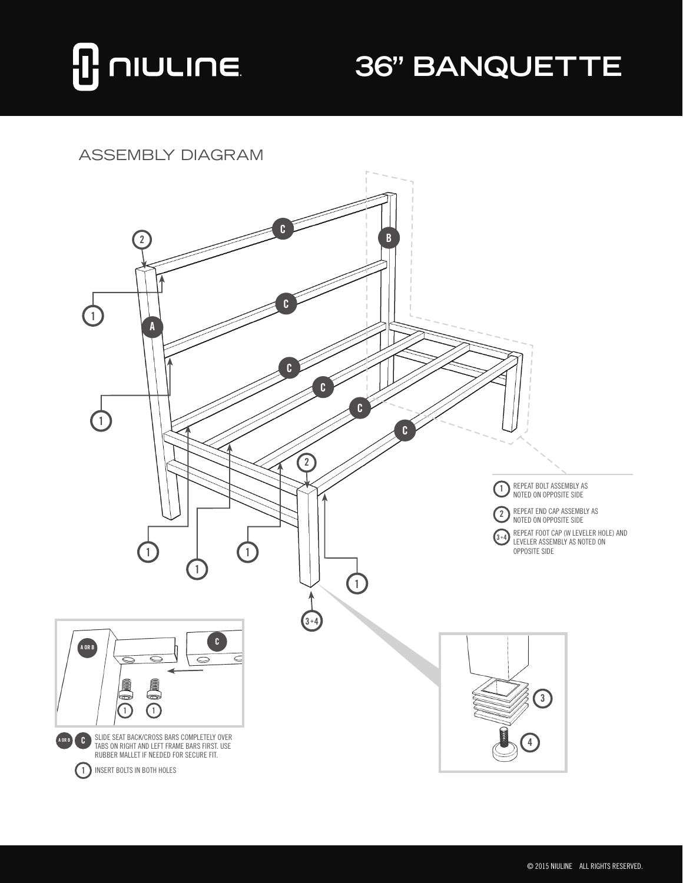# NIULINE

# 36" BANQUETTE

## ASSEMBLY DIAGRAM

A

B

C

1 REPEAT BOLT ASSEMBLY AS NOTED ON OPPOSITE SIDE

2 REPEAT END CAP ASSEMBLY AS NOTED ON OPPOSITE SIDE

3+4 REPEAT FOOT CAP (W LEVELER HOLE) AND LEVELER ASSEMBLY AS NOTED ON OPPOSITE SIDE

A OR B C SLIDE SEAT BACK/CROSS BARS COMPLETELY OVER TABS ON RIGHT AND LEFT FRAME BARS FIRST. USE RUBBER MALLET IF NEEDED FOR SECURE FIT.

1 INSERT BOLTS IN BOTH HOLES

3

4

© 2015 NIULINE ALL RIGHTS RESERVED.